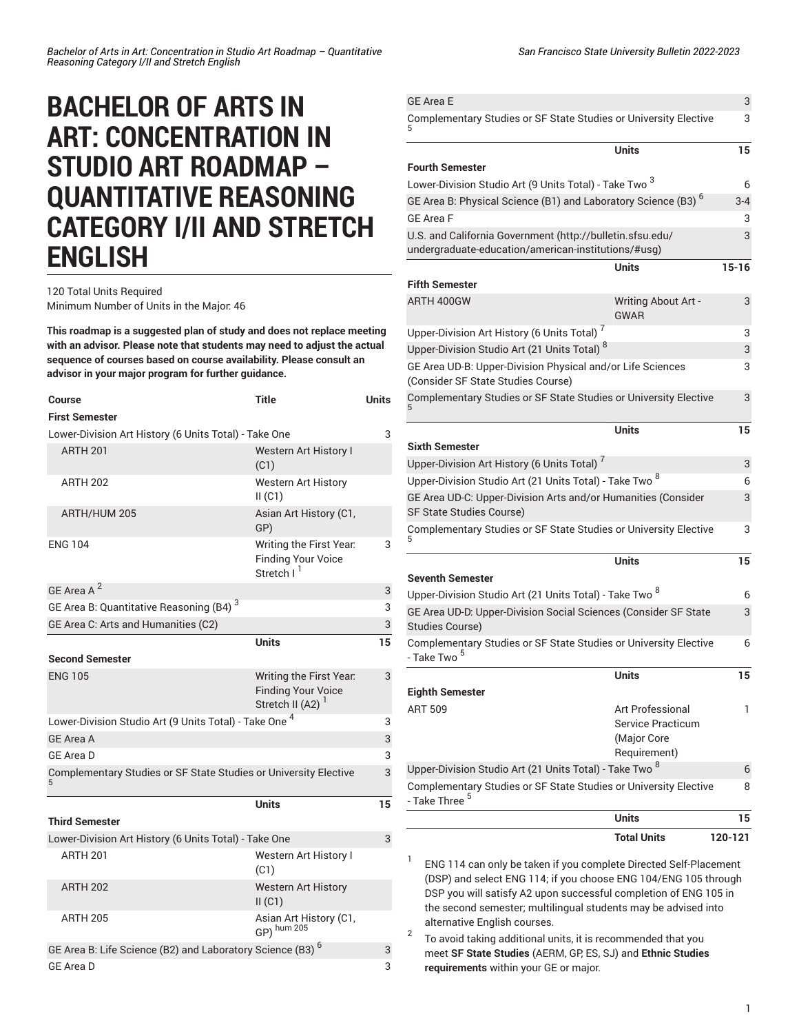# BACHELOR OF ARTS IN ART: CONCENTRATION IN STUDIO ART ROADMAP – QUANTITATIVE REASONING CATEGORY I/II AND STRETCH ENGLISH

120 Total Units Required
Minimum Number of Units in the Major: 46

**This roadmap is a suggested plan of study and does not replace meeting with an advisor. Please note that students may need to adjust the actual sequence of courses based on course availability. Please consult an advisor in your major program for further guidance.**

| Course | Title | Units |
|---|---|---|
| **First Semester** | | |
| Lower-Division Art History (6 Units Total) - Take One | | 3 |
| ARTH 201 | Western Art History I (C1) | |
| ARTH 202 | Western Art History II (C1) | |
| ARTH/HUM 205 | Asian Art History (C1, GP) | |
| ENG 104 | Writing the First Year: Finding Your Voice Stretch I [1] | 3 |
| GE Area A [2] | | 3 |
| GE Area B: Quantitative Reasoning (B4) [3] | | 3 |
| GE Area C: Arts and Humanities (C2) | | 3 |
| | **Units** | **15** |
| **Second Semester** | | |
| ENG 105 | Writing the First Year: Finding Your Voice Stretch II (A2) [1] | 3 |
| Lower-Division Studio Art (9 Units Total) - Take One [4] | | 3 |
| GE Area A | | 3 |
| GE Area D | | 3 |
| Complementary Studies or SF State Studies or University Elective [5] | | 3 |
| | **Units** | **15** |
| **Third Semester** | | |
| Lower-Division Art History (6 Units Total) - Take One | | 3 |
| ARTH 201 | Western Art History I (C1) | |
| ARTH 202 | Western Art History II (C1) | |
| ARTH 205 | Asian Art History (C1, GP) hum 205 | |
| GE Area B: Life Science (B2) and Laboratory Science (B3) [6] | | 3 |
| GE Area D | | 3 |
| GE Area E | | 3 |
| Complementary Studies or SF State Studies or University Elective [5] | | 3 |
| | **Units** | **15** |
| **Fourth Semester** | | |
| Lower-Division Studio Art (9 Units Total) - Take Two [3] | | 6 |
| GE Area B: Physical Science (B1) and Laboratory Science (B3) [6] | | 3-4 |
| GE Area F | | 3 |
| U.S. and California Government (http://bulletin.sfsu.edu/undergraduate-education/american-institutions/#usg) | | 3 |
| | **Units** | **15-16** |
| **Fifth Semester** | | |
| ARTH 400GW | Writing About Art - GWAR | 3 |
| Upper-Division Art History (6 Units Total) [7] | | 3 |
| Upper-Division Studio Art (21 Units Total) [8] | | 3 |
| GE Area UD-B: Upper-Division Physical and/or Life Sciences (Consider SF State Studies Course) | | 3 |
| Complementary Studies or SF State Studies or University Elective [5] | | 3 |
| | **Units** | **15** |
| **Sixth Semester** | | |
| Upper-Division Art History (6 Units Total) [7] | | 3 |
| Upper-Division Studio Art (21 Units Total) - Take Two [8] | | 6 |
| GE Area UD-C: Upper-Division Arts and/or Humanities (Consider SF State Studies Course) | | 3 |
| Complementary Studies or SF State Studies or University Elective [5] | | 3 |
| | **Units** | **15** |
| **Seventh Semester** | | |
| Upper-Division Studio Art (21 Units Total) - Take Two [8] | | 6 |
| GE Area UD-D: Upper-Division Social Sciences (Consider SF State Studies Course) | | 3 |
| Complementary Studies or SF State Studies or University Elective - Take Two [5] | | 6 |
| | **Units** | **15** |
| **Eighth Semester** | | |
| ART 509 | Art Professional Service Practicum (Major Core Requirement) | 1 |
| Upper-Division Studio Art (21 Units Total) - Take Two [8] | | 6 |
| Complementary Studies or SF State Studies or University Elective - Take Three [5] | | 8 |
| | **Units** | **15** |
| | **Total Units** | **120-121** |

1. ENG 114 can only be taken if you complete Directed Self-Placement (DSP) and select ENG 114; if you choose ENG 104/ENG 105 through DSP you will satisfy A2 upon successful completion of ENG 105 in the second semester; multilingual students may be advised into alternative English courses.
2. To avoid taking additional units, it is recommended that you meet **SF State Studies** (AERM, GP, ES, SJ) and **Ethnic Studies requirements** within your GE or major.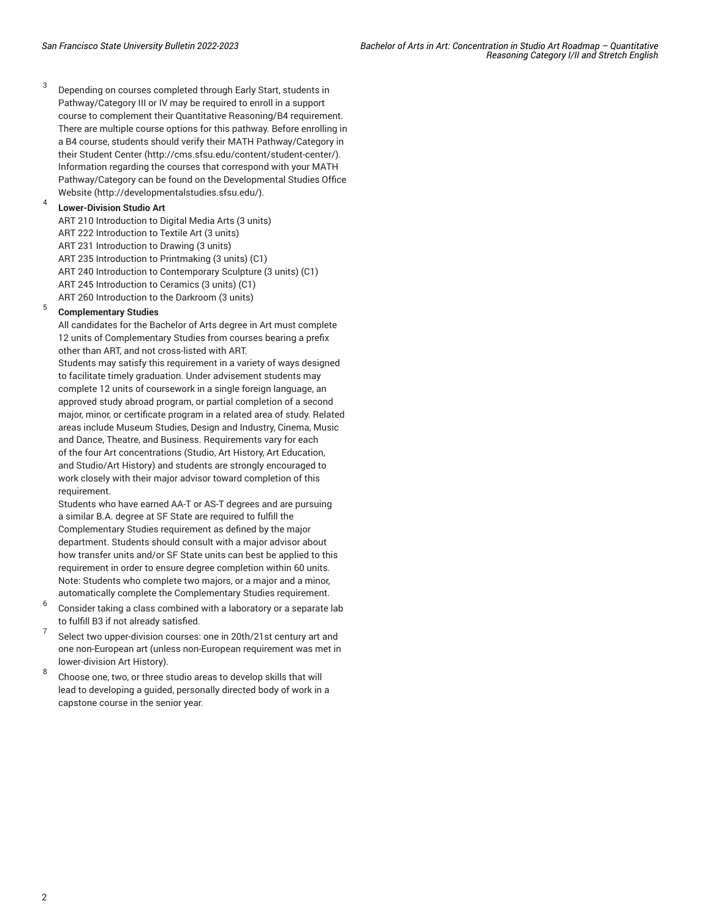[3] Depending on courses completed through Early Start, students in Pathway/Category III or IV may be required to enroll in a support course to complement their Quantitative Reasoning/B4 requirement. There are multiple course options for this pathway. Before enrolling in a B4 course, students should verify their MATH Pathway/Category in their Student Center (http://cms.sfsu.edu/content/student-center/). Information regarding the courses that correspond with your MATH Pathway/Category can be found on the Developmental Studies Office Website (http://developmentalstudies.sfsu.edu/).

[4] **Lower-Division Studio Art**
ART 210 Introduction to Digital Media Arts (3 units)
ART 222 Introduction to Textile Art (3 units)
ART 231 Introduction to Drawing (3 units)
ART 235 Introduction to Printmaking (3 units) (C1)
ART 240 Introduction to Contemporary Sculpture (3 units) (C1)
ART 245 Introduction to Ceramics (3 units) (C1)
ART 260 Introduction to the Darkroom (3 units)

[5] **Complementary Studies**
All candidates for the Bachelor of Arts degree in Art must complete 12 units of Complementary Studies from courses bearing a prefix other than ART, and not cross-listed with ART.
Students may satisfy this requirement in a variety of ways designed to facilitate timely graduation. Under advisement students may complete 12 units of coursework in a single foreign language, an approved study abroad program, or partial completion of a second major, minor, or certificate program in a related area of study. Related areas include Museum Studies, Design and Industry, Cinema, Music and Dance, Theatre, and Business. Requirements vary for each of the four Art concentrations (Studio, Art History, Art Education, and Studio/Art History) and students are strongly encouraged to work closely with their major advisor toward completion of this requirement.
Students who have earned AA-T or AS-T degrees and are pursuing a similar B.A. degree at SF State are required to fulfill the Complementary Studies requirement as defined by the major department. Students should consult with a major advisor about how transfer units and/or SF State units can best be applied to this requirement in order to ensure degree completion within 60 units.
Note: Students who complete two majors, or a major and a minor, automatically complete the Complementary Studies requirement.

[6] Consider taking a class combined with a laboratory or a separate lab to fulfill B3 if not already satisfied.

[7] Select two upper-division courses: one in 20th/21st century art and one non-European art (unless non-European requirement was met in lower-division Art History).

[8] Choose one, two, or three studio areas to develop skills that will lead to developing a guided, personally directed body of work in a capstone course in the senior year.